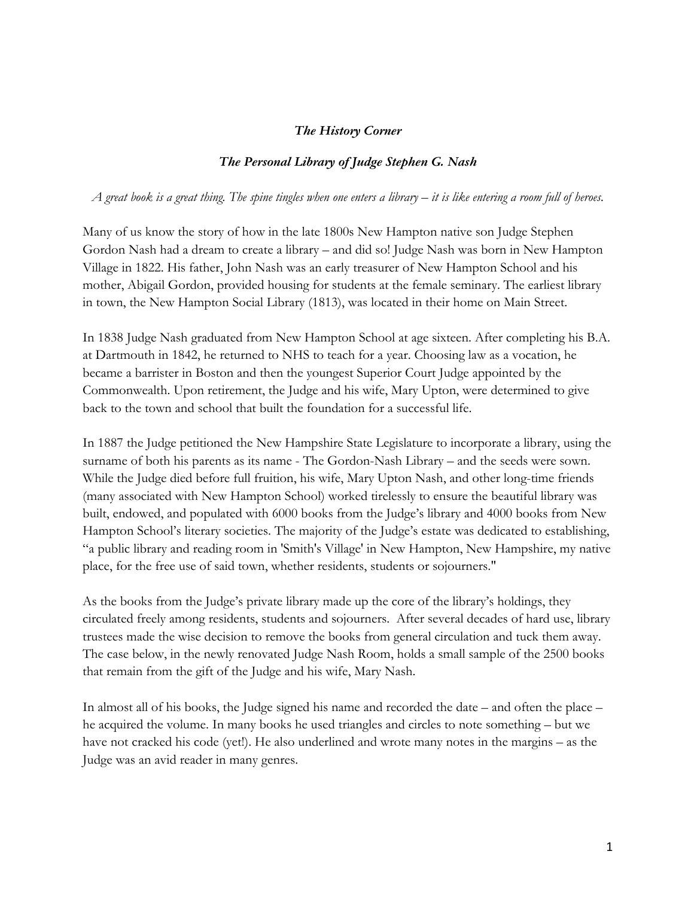# *The History Corner*

## *The Personal Library of Judge Stephen G. Nash*

*A great book is a great thing. The spine tingles when one enters a library – it is like entering a room full of heroes.*

Many of us know the story of how in the late 1800s New Hampton native son Judge Stephen Gordon Nash had a dream to create a library – and did so! Judge Nash was born in New Hampton Village in 1822. His father, John Nash was an early treasurer of New Hampton School and his mother, Abigail Gordon, provided housing for students at the female seminary. The earliest library in town, the New Hampton Social Library (1813), was located in their home on Main Street.

In 1838 Judge Nash graduated from New Hampton School at age sixteen. After completing his B.A. at Dartmouth in 1842, he returned to NHS to teach for a year. Choosing law as a vocation, he became a barrister in Boston and then the youngest Superior Court Judge appointed by the Commonwealth. Upon retirement, the Judge and his wife, Mary Upton, were determined to give back to the town and school that built the foundation for a successful life.

In 1887 the Judge petitioned the New Hampshire State Legislature to incorporate a library, using the surname of both his parents as its name - The Gordon-Nash Library – and the seeds were sown. While the Judge died before full fruition, his wife, Mary Upton Nash, and other long-time friends (many associated with New Hampton School) worked tirelessly to ensure the beautiful library was built, endowed, and populated with 6000 books from the Judge's library and 4000 books from New Hampton School's literary societies. The majority of the Judge's estate was dedicated to establishing, "a public library and reading room in 'Smith's Village' in New Hampton, New Hampshire, my native place, for the free use of said town, whether residents, students or sojourners."

As the books from the Judge's private library made up the core of the library's holdings, they circulated freely among residents, students and sojourners. After several decades of hard use, library trustees made the wise decision to remove the books from general circulation and tuck them away. The case below, in the newly renovated Judge Nash Room, holds a small sample of the 2500 books that remain from the gift of the Judge and his wife, Mary Nash.

In almost all of his books, the Judge signed his name and recorded the date – and often the place – he acquired the volume. In many books he used triangles and circles to note something – but we have not cracked his code (yet!). He also underlined and wrote many notes in the margins – as the Judge was an avid reader in many genres.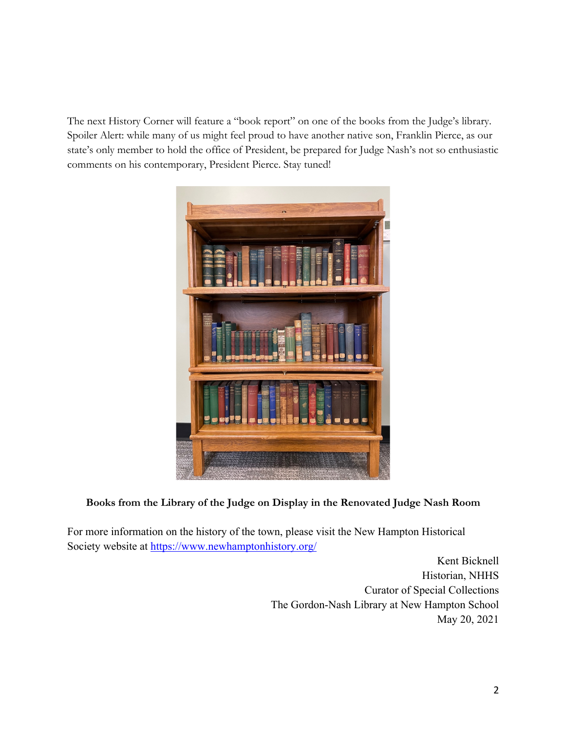The next History Corner will feature a "book report" on one of the books from the Judge's library. Spoiler Alert: while many of us might feel proud to have another native son, Franklin Pierce, as our state's only member to hold the office of President, be prepared for Judge Nash's not so enthusiastic comments on his contemporary, President Pierce. Stay tuned!

**Books from the Library of the Judge on Display in the Renovated Judge Nash Room**

For more information on the history of the town, please visit the New Hampton Historical Society website at [https://www.newhamptonhistory.org/](https://www.newhamptonhistory.org/)

Kent Bicknell  
Historian, NHHS  
Curator of Special Collections  
The Gordon-Nash Library at New Hampton School  
May 20, 2021